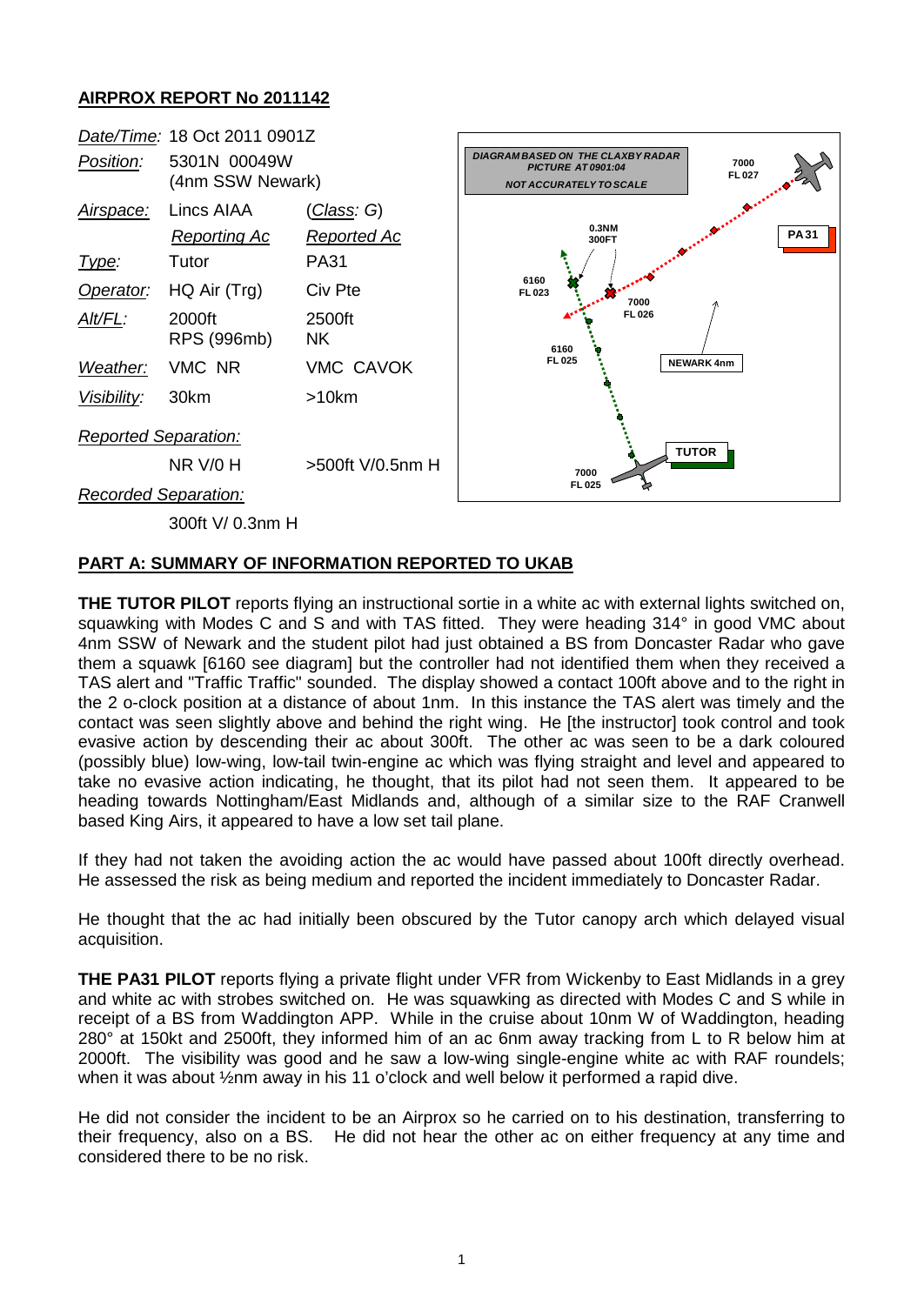## AIRPROX REPORT No 2011142

| | | |
|---|---|---|
| *Date/Time:* | 18 Oct 2011 0901Z | |
| *Position:* | 5301N 00049W (4nm SSW Newark) | |
| *Airspace:* | Lincs AIAA | (*Class: G*) |
| | *Reporting Ac* | *Reported Ac* |
| *Type:* | Tutor | PA31 |
| *Operator:* | HQ Air (Trg) | Civ Pte |
| *Alt/FL:* | 2000ft RPS (996mb) | 2500ft NK |
| *Weather:* | VMC NR | VMC CAVOK |
| *Visibility:* | 30km | >10km |
| *Reported Separation:* | | |
| | NR V/0 H | >500ft V/0.5nm H |
| *Recorded Separation:* | | |
| | 300ft V/ 0.3nm H | |

DIAGRAM BASED ON THE CLAXBY RADAR PICTURE AT 0901:04
NOT ACCURATELY TO SCALE

## PART A: SUMMARY OF INFORMATION REPORTED TO UKAB

**THE TUTOR PILOT** reports flying an instructional sortie in a white ac with external lights switched on, squawking with Modes C and S and with TAS fitted. They were heading 314° in good VMC about 4nm SSW of Newark and the student pilot had just obtained a BS from Doncaster Radar who gave them a squawk [6160 see diagram] but the controller had not identified them when they received a TAS alert and "Traffic Traffic" sounded. The display showed a contact 100ft above and to the right in the 2 o-clock position at a distance of about 1nm. In this instance the TAS alert was timely and the contact was seen slightly above and behind the right wing. He [the instructor] took control and took evasive action by descending their ac about 300ft. The other ac was seen to be a dark coloured (possibly blue) low-wing, low-tail twin-engine ac which was flying straight and level and appeared to take no evasive action indicating, he thought, that its pilot had not seen them. It appeared to be heading towards Nottingham/East Midlands and, although of a similar size to the RAF Cranwell based King Airs, it appeared to have a low set tail plane.

If they had not taken the avoiding action the ac would have passed about 100ft directly overhead. He assessed the risk as being medium and reported the incident immediately to Doncaster Radar.

He thought that the ac had initially been obscured by the Tutor canopy arch which delayed visual acquisition.

**THE PA31 PILOT** reports flying a private flight under VFR from Wickenby to East Midlands in a grey and white ac with strobes switched on. He was squawking as directed with Modes C and S while in receipt of a BS from Waddington APP. While in the cruise about 10nm W of Waddington, heading 280° at 150kt and 2500ft, they informed him of an ac 6nm away tracking from L to R below him at 2000ft. The visibility was good and he saw a low-wing single-engine white ac with RAF roundels; when it was about ½nm away in his 11 o'clock and well below it performed a rapid dive.

He did not consider the incident to be an Airprox so he carried on to his destination, transferring to their frequency, also on a BS. He did not hear the other ac on either frequency at any time and considered there to be no risk.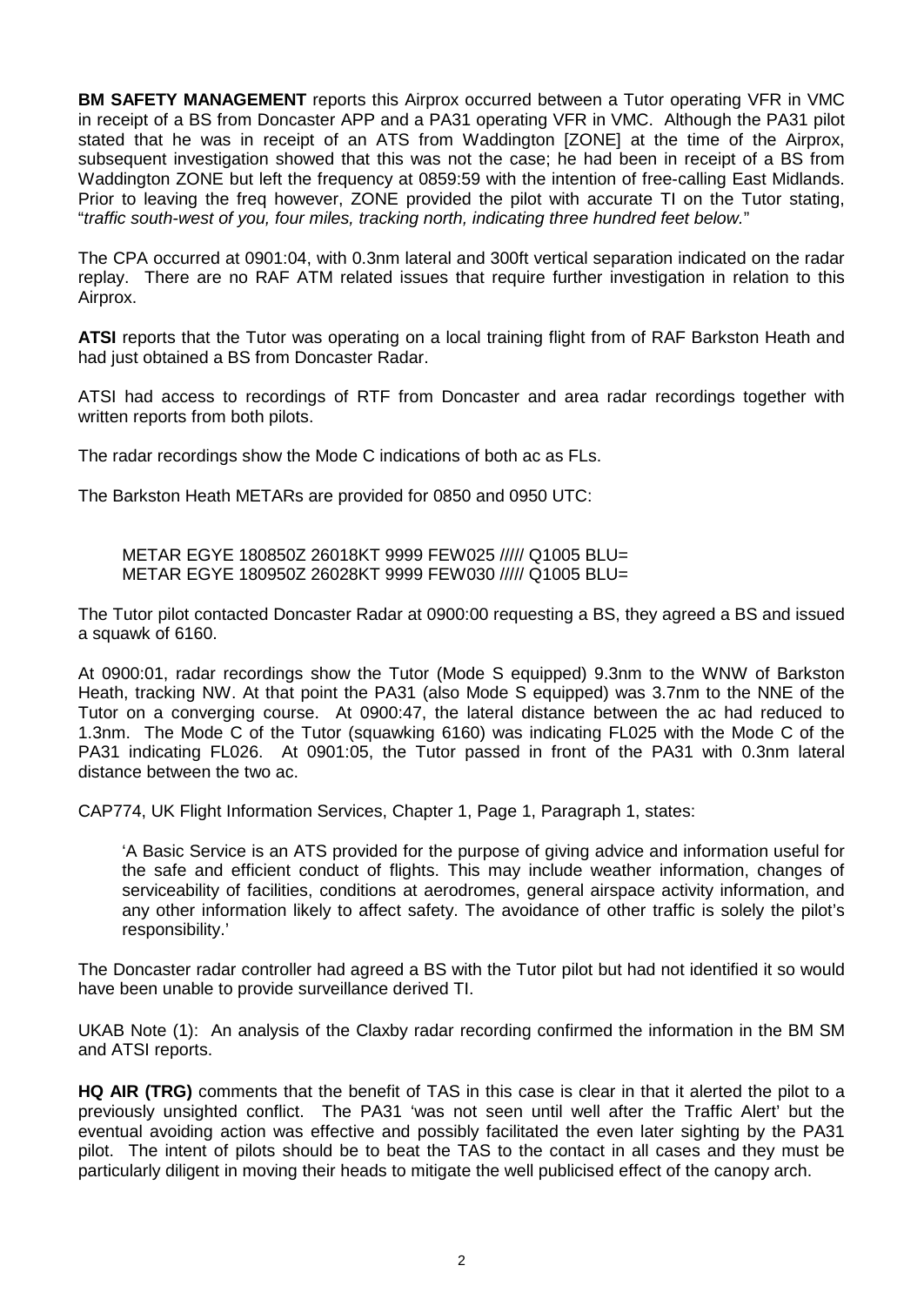**BM SAFETY MANAGEMENT** reports this Airprox occurred between a Tutor operating VFR in VMC in receipt of a BS from Doncaster APP and a PA31 operating VFR in VMC. Although the PA31 pilot stated that he was in receipt of an ATS from Waddington [ZONE] at the time of the Airprox, subsequent investigation showed that this was not the case; he had been in receipt of a BS from Waddington ZONE but left the frequency at 0859:59 with the intention of free-calling East Midlands. Prior to leaving the freq however, ZONE provided the pilot with accurate TI on the Tutor stating, "*traffic south-west of you, four miles, tracking north, indicating three hundred feet below.*"

The CPA occurred at 0901:04, with 0.3nm lateral and 300ft vertical separation indicated on the radar replay. There are no RAF ATM related issues that require further investigation in relation to this Airprox.

**ATSI** reports that the Tutor was operating on a local training flight from of RAF Barkston Heath and had just obtained a BS from Doncaster Radar.

ATSI had access to recordings of RTF from Doncaster and area radar recordings together with written reports from both pilots.

The radar recordings show the Mode C indications of both ac as FLs.

The Barkston Heath METARs are provided for 0850 and 0950 UTC:

METAR EGYE 180850Z 26018KT 9999 FEW025 ///// Q1005 BLU=
METAR EGYE 180950Z 26028KT 9999 FEW030 ///// Q1005 BLU=

The Tutor pilot contacted Doncaster Radar at 0900:00 requesting a BS, they agreed a BS and issued a squawk of 6160.

At 0900:01, radar recordings show the Tutor (Mode S equipped) 9.3nm to the WNW of Barkston Heath, tracking NW. At that point the PA31 (also Mode S equipped) was 3.7nm to the NNE of the Tutor on a converging course. At 0900:47, the lateral distance between the ac had reduced to 1.3nm. The Mode C of the Tutor (squawking 6160) was indicating FL025 with the Mode C of the PA31 indicating FL026. At 0901:05, the Tutor passed in front of the PA31 with 0.3nm lateral distance between the two ac.

CAP774, UK Flight Information Services, Chapter 1, Page 1, Paragraph 1, states:

'A Basic Service is an ATS provided for the purpose of giving advice and information useful for the safe and efficient conduct of flights. This may include weather information, changes of serviceability of facilities, conditions at aerodromes, general airspace activity information, and any other information likely to affect safety. The avoidance of other traffic is solely the pilot's responsibility.'

The Doncaster radar controller had agreed a BS with the Tutor pilot but had not identified it so would have been unable to provide surveillance derived TI.

UKAB Note (1): An analysis of the Claxby radar recording confirmed the information in the BM SM and ATSI reports.

**HQ AIR (TRG)** comments that the benefit of TAS in this case is clear in that it alerted the pilot to a previously unsighted conflict. The PA31 'was not seen until well after the Traffic Alert' but the eventual avoiding action was effective and possibly facilitated the even later sighting by the PA31 pilot. The intent of pilots should be to beat the TAS to the contact in all cases and they must be particularly diligent in moving their heads to mitigate the well publicised effect of the canopy arch.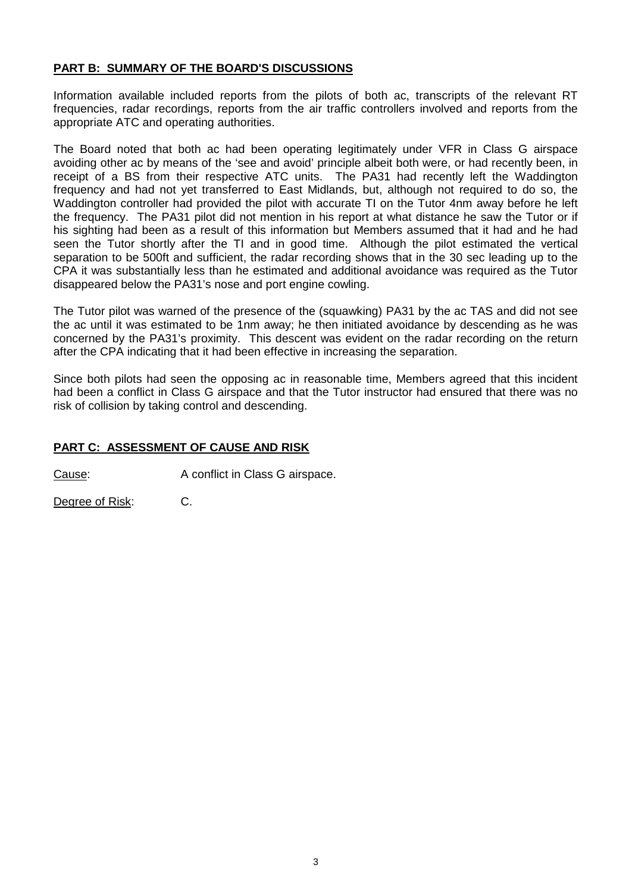## PART B: SUMMARY OF THE BOARD'S DISCUSSIONS

Information available included reports from the pilots of both ac, transcripts of the relevant RT frequencies, radar recordings, reports from the air traffic controllers involved and reports from the appropriate ATC and operating authorities.

The Board noted that both ac had been operating legitimately under VFR in Class G airspace avoiding other ac by means of the 'see and avoid' principle albeit both were, or had recently been, in receipt of a BS from their respective ATC units. The PA31 had recently left the Waddington frequency and had not yet transferred to East Midlands, but, although not required to do so, the Waddington controller had provided the pilot with accurate TI on the Tutor 4nm away before he left the frequency. The PA31 pilot did not mention in his report at what distance he saw the Tutor or if his sighting had been as a result of this information but Members assumed that it had and he had seen the Tutor shortly after the TI and in good time. Although the pilot estimated the vertical separation to be 500ft and sufficient, the radar recording shows that in the 30 sec leading up to the CPA it was substantially less than he estimated and additional avoidance was required as the Tutor disappeared below the PA31's nose and port engine cowling.

The Tutor pilot was warned of the presence of the (squawking) PA31 by the ac TAS and did not see the ac until it was estimated to be 1nm away; he then initiated avoidance by descending as he was concerned by the PA31's proximity. This descent was evident on the radar recording on the return after the CPA indicating that it had been effective in increasing the separation.

Since both pilots had seen the opposing ac in reasonable time, Members agreed that this incident had been a conflict in Class G airspace and that the Tutor instructor had ensured that there was no risk of collision by taking control and descending.

## PART C: ASSESSMENT OF CAUSE AND RISK

Cause: A conflict in Class G airspace.

Degree of Risk: C.